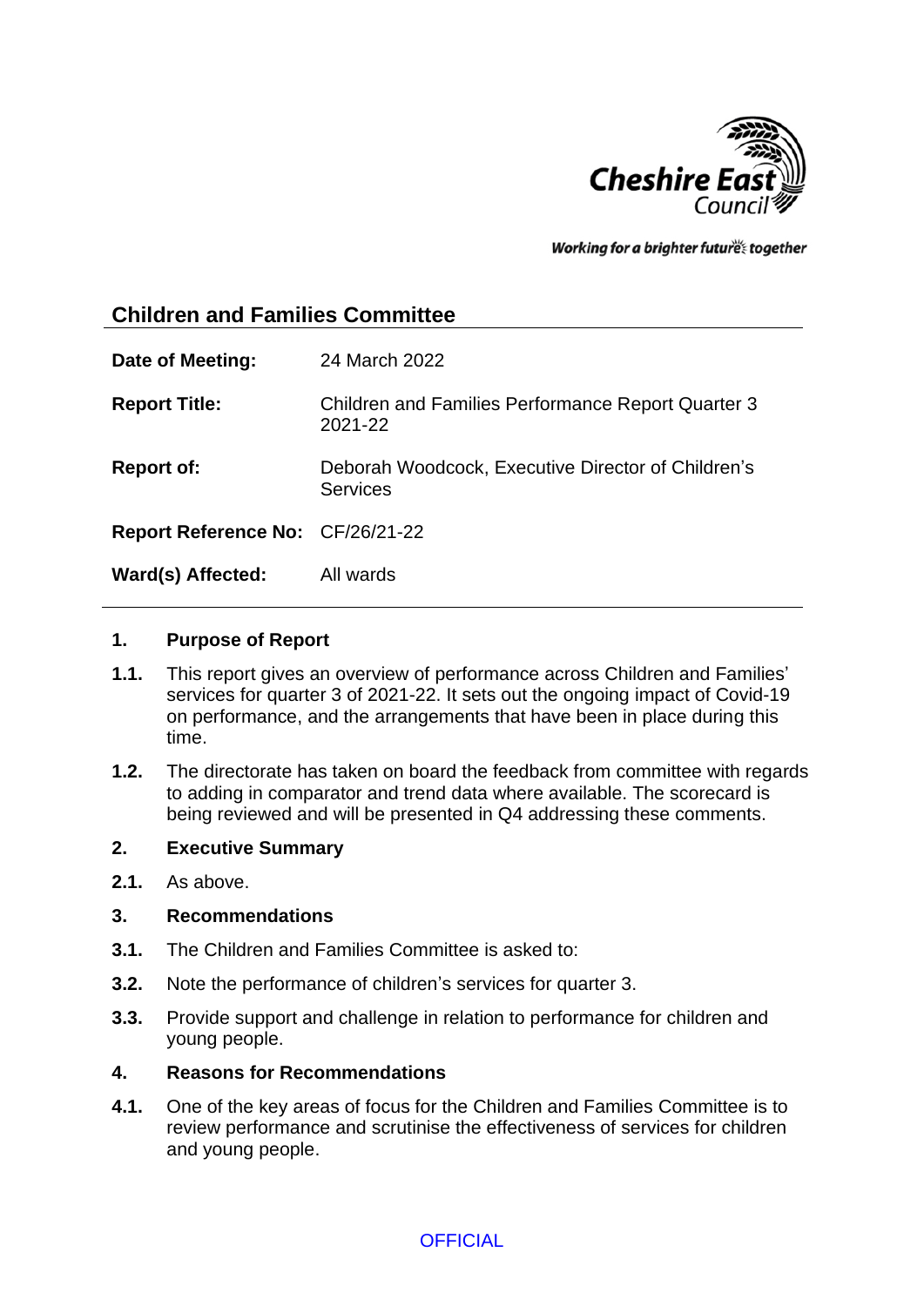Cheshire East Council

*Working for a brighter future together*

## Children and Families Committee

| | |
|---|---|
| **Date of Meeting:** | 24 March 2022 |
| **Report Title:** | Children and Families Performance Report Quarter 3 2021-22 |
| **Report of:** | Deborah Woodcock, Executive Director of Children's Services |
| **Report Reference No:** | CF/26/21-22 |
| **Ward(s) Affected:** | All wards |

### 1. Purpose of Report

**1.1.** This report gives an overview of performance across Children and Families' services for quarter 3 of 2021-22. It sets out the ongoing impact of Covid-19 on performance, and the arrangements that have been in place during this time.

**1.2.** The directorate has taken on board the feedback from committee with regards to adding in comparator and trend data where available. The scorecard is being reviewed and will be presented in Q4 addressing these comments.

### 2. Executive Summary

**2.1.** As above.

### 3. Recommendations

**3.1.** The Children and Families Committee is asked to:

**3.2.** Note the performance of children's services for quarter 3.

**3.3.** Provide support and challenge in relation to performance for children and young people.

### 4. Reasons for Recommendations

**4.1.** One of the key areas of focus for the Children and Families Committee is to review performance and scrutinise the effectiveness of services for children and young people.

OFFICIAL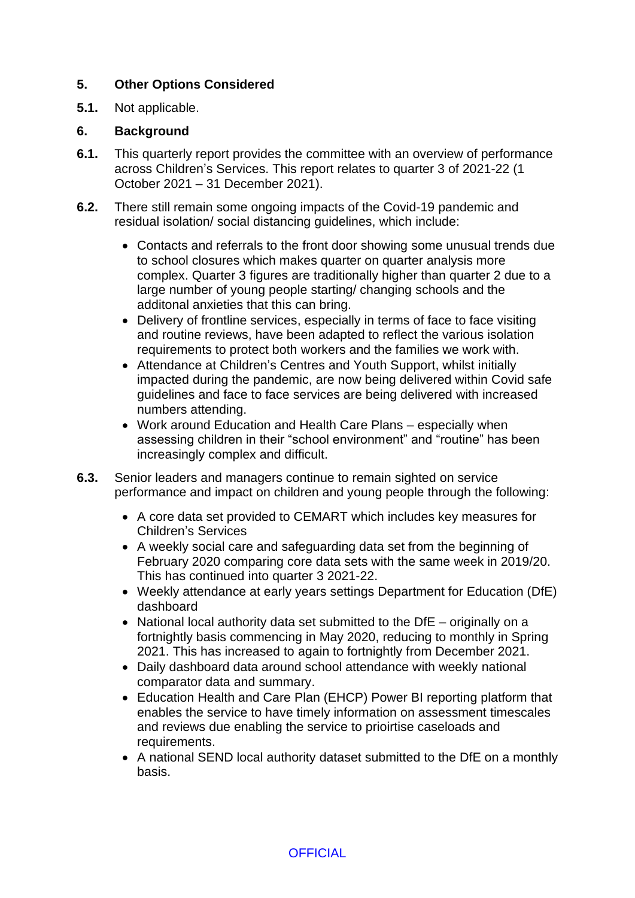## 5. Other Options Considered

**5.1.** Not applicable.

## 6. Background

**6.1.** This quarterly report provides the committee with an overview of performance across Children's Services. This report relates to quarter 3 of 2021-22 (1 October 2021 – 31 December 2021).

**6.2.** There still remain some ongoing impacts of the Covid-19 pandemic and residual isolation/ social distancing guidelines, which include:

- Contacts and referrals to the front door showing some unusual trends due to school closures which makes quarter on quarter analysis more complex. Quarter 3 figures are traditionally higher than quarter 2 due to a large number of young people starting/ changing schools and the additonal anxieties that this can bring.
- Delivery of frontline services, especially in terms of face to face visiting and routine reviews, have been adapted to reflect the various isolation requirements to protect both workers and the families we work with.
- Attendance at Children's Centres and Youth Support, whilst initially impacted during the pandemic, are now being delivered within Covid safe guidelines and face to face services are being delivered with increased numbers attending.
- Work around Education and Health Care Plans – especially when assessing children in their "school environment" and "routine" has been increasingly complex and difficult.

**6.3.** Senior leaders and managers continue to remain sighted on service performance and impact on children and young people through the following:

- A core data set provided to CEMART which includes key measures for Children's Services
- A weekly social care and safeguarding data set from the beginning of February 2020 comparing core data sets with the same week in 2019/20. This has continued into quarter 3 2021-22.
- Weekly attendance at early years settings Department for Education (DfE) dashboard
- National local authority data set submitted to the DfE – originally on a fortnightly basis commencing in May 2020, reducing to monthly in Spring 2021. This has increased to again to fortnightly from December 2021.
- Daily dashboard data around school attendance with weekly national comparator data and summary.
- Education Health and Care Plan (EHCP) Power BI reporting platform that enables the service to have timely information on assessment timescales and reviews due enabling the service to prioirtise caseloads and requirements.
- A national SEND local authority dataset submitted to the DfE on a monthly basis.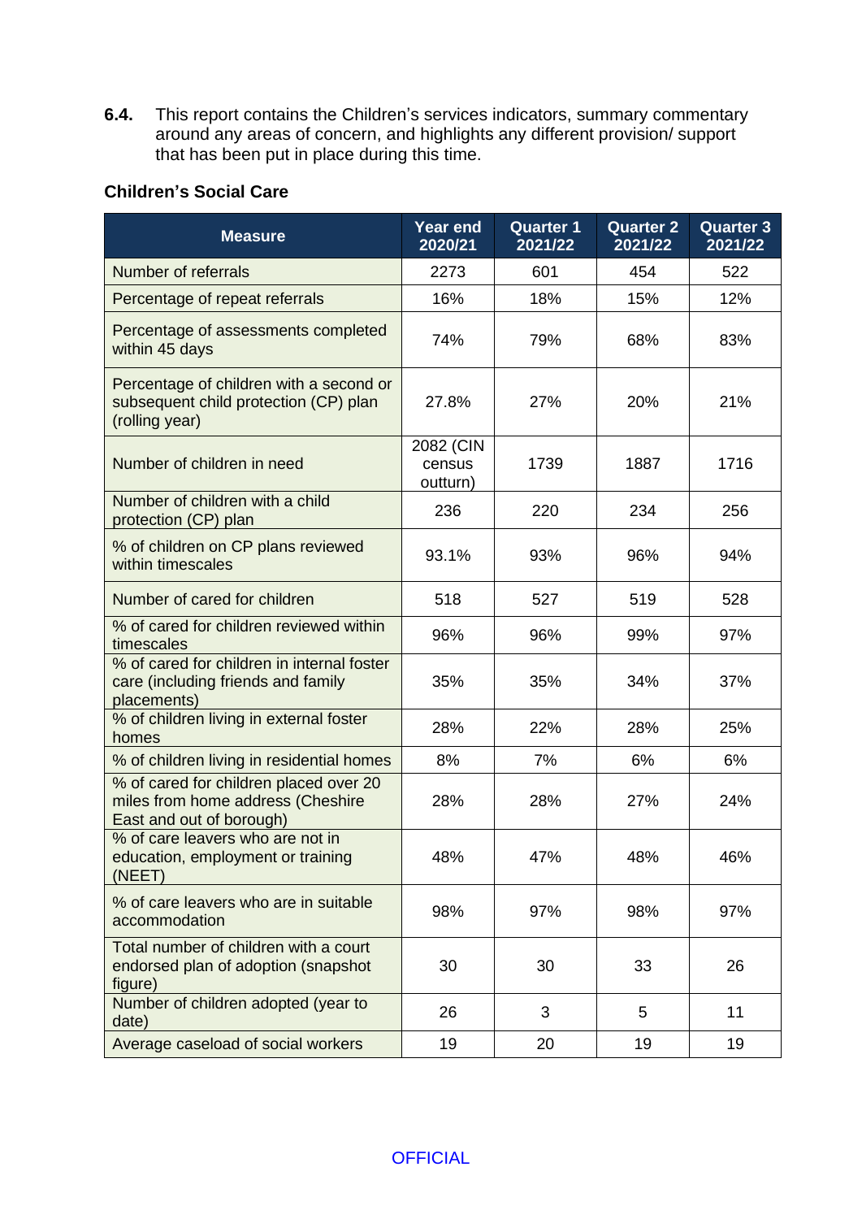**6.4.** This report contains the Children's services indicators, summary commentary around any areas of concern, and highlights any different provision/ support that has been put in place during this time.

**Children's Social Care**

| Measure | Year end 2020/21 | Quarter 1 2021/22 | Quarter 2 2021/22 | Quarter 3 2021/22 |
|---|---|---|---|---|
| Number of referrals | 2273 | 601 | 454 | 522 |
| Percentage of repeat referrals | 16% | 18% | 15% | 12% |
| Percentage of assessments completed within 45 days | 74% | 79% | 68% | 83% |
| Percentage of children with a second or subsequent child protection (CP) plan (rolling year) | 27.8% | 27% | 20% | 21% |
| Number of children in need | 2082 (CIN census outturn) | 1739 | 1887 | 1716 |
| Number of children with a child protection (CP) plan | 236 | 220 | 234 | 256 |
| % of children on CP plans reviewed within timescales | 93.1% | 93% | 96% | 94% |
| Number of cared for children | 518 | 527 | 519 | 528 |
| % of cared for children reviewed within timescales | 96% | 96% | 99% | 97% |
| % of cared for children in internal foster care (including friends and family placements) | 35% | 35% | 34% | 37% |
| % of children living in external foster homes | 28% | 22% | 28% | 25% |
| % of children living in residential homes | 8% | 7% | 6% | 6% |
| % of cared for children placed over 20 miles from home address (Cheshire East and out of borough) | 28% | 28% | 27% | 24% |
| % of care leavers who are not in education, employment or training (NEET) | 48% | 47% | 48% | 46% |
| % of care leavers who are in suitable accommodation | 98% | 97% | 98% | 97% |
| Total number of children with a court endorsed plan of adoption (snapshot figure) | 30 | 30 | 33 | 26 |
| Number of children adopted (year to date) | 26 | 3 | 5 | 11 |
| Average caseload of social workers | 19 | 20 | 19 | 19 |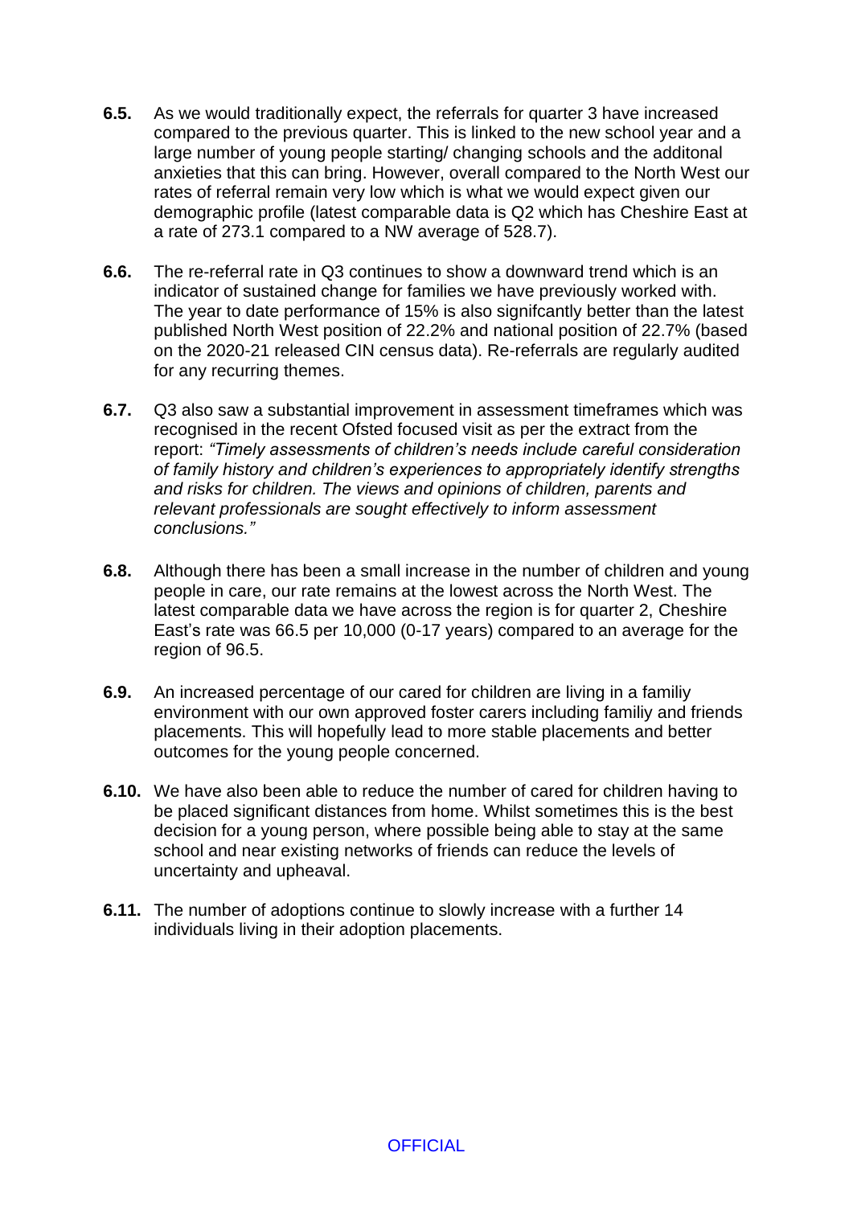**6.5.** As we would traditionally expect, the referrals for quarter 3 have increased compared to the previous quarter. This is linked to the new school year and a large number of young people starting/ changing schools and the additonal anxieties that this can bring. However, overall compared to the North West our rates of referral remain very low which is what we would expect given our demographic profile (latest comparable data is Q2 which has Cheshire East at a rate of 273.1 compared to a NW average of 528.7).

**6.6.** The re-referral rate in Q3 continues to show a downward trend which is an indicator of sustained change for families we have previously worked with. The year to date performance of 15% is also signifcantly better than the latest published North West position of 22.2% and national position of 22.7% (based on the 2020-21 released CIN census data). Re-referrals are regularly audited for any recurring themes.

**6.7.** Q3 also saw a substantial improvement in assessment timeframes which was recognised in the recent Ofsted focused visit as per the extract from the report: *"Timely assessments of children's needs include careful consideration of family history and children's experiences to appropriately identify strengths and risks for children. The views and opinions of children, parents and relevant professionals are sought effectively to inform assessment conclusions."*

**6.8.** Although there has been a small increase in the number of children and young people in care, our rate remains at the lowest across the North West. The latest comparable data we have across the region is for quarter 2, Cheshire East's rate was 66.5 per 10,000 (0-17 years) compared to an average for the region of 96.5.

**6.9.** An increased percentage of our cared for children are living in a familiy environment with our own approved foster carers including familiy and friends placements. This will hopefully lead to more stable placements and better outcomes for the young people concerned.

**6.10.** We have also been able to reduce the number of cared for children having to be placed significant distances from home. Whilst sometimes this is the best decision for a young person, where possible being able to stay at the same school and near existing networks of friends can reduce the levels of uncertainty and upheaval.

**6.11.** The number of adoptions continue to slowly increase with a further 14 individuals living in their adoption placements.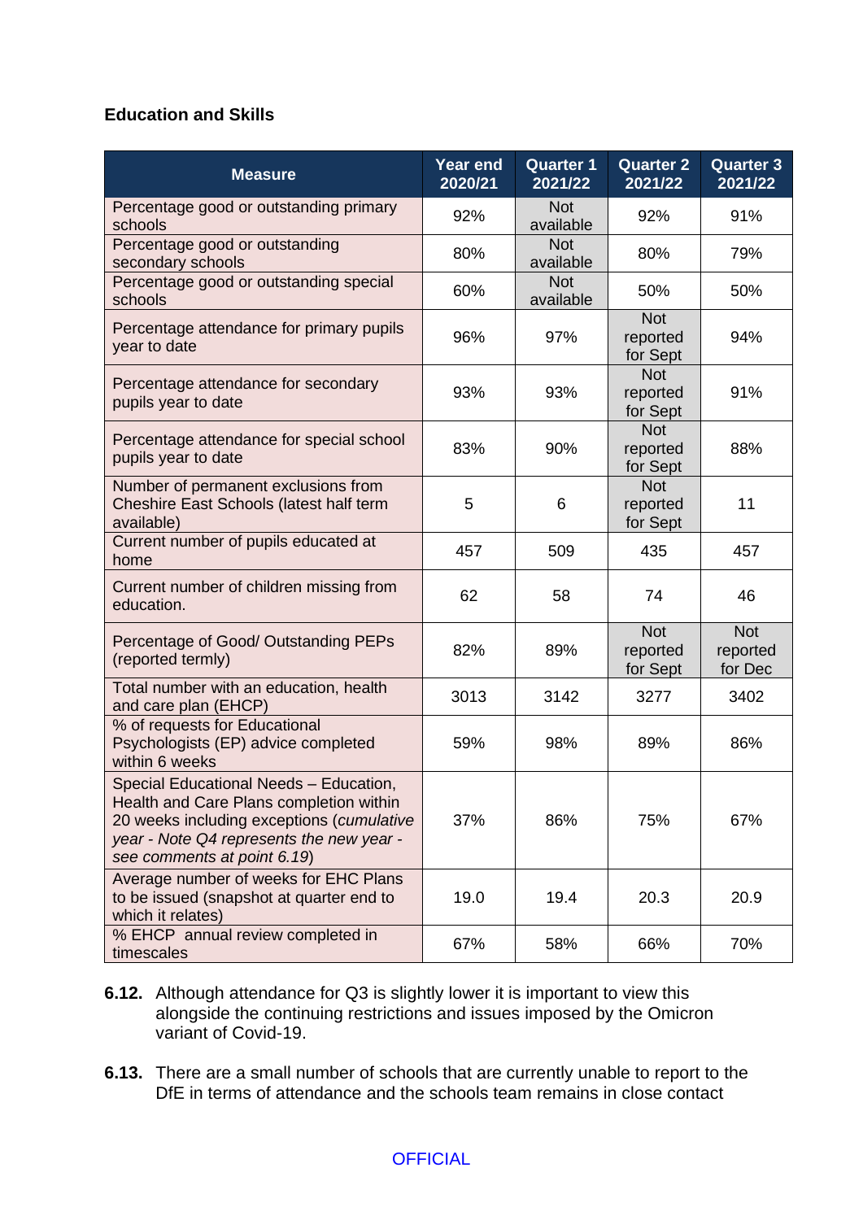**Education and Skills**

| Measure | Year end 2020/21 | Quarter 1 2021/22 | Quarter 2 2021/22 | Quarter 3 2021/22 |
|---|---|---|---|---|
| Percentage good or outstanding primary schools | 92% | Not available | 92% | 91% |
| Percentage good or outstanding secondary schools | 80% | Not available | 80% | 79% |
| Percentage good or outstanding special schools | 60% | Not available | 50% | 50% |
| Percentage attendance for primary pupils year to date | 96% | 97% | Not reported for Sept | 94% |
| Percentage attendance for secondary pupils year to date | 93% | 93% | Not reported for Sept | 91% |
| Percentage attendance for special school pupils year to date | 83% | 90% | Not reported for Sept | 88% |
| Number of permanent exclusions from Cheshire East Schools (latest half term available) | 5 | 6 | Not reported for Sept | 11 |
| Current number of pupils educated at home | 457 | 509 | 435 | 457 |
| Current number of children missing from education. | 62 | 58 | 74 | 46 |
| Percentage of Good/ Outstanding PEPs (reported termly) | 82% | 89% | Not reported for Sept | Not reported for Dec |
| Total number with an education, health and care plan (EHCP) | 3013 | 3142 | 3277 | 3402 |
| % of requests for Educational Psychologists (EP) advice completed within 6 weeks | 59% | 98% | 89% | 86% |
| Special Educational Needs – Education, Health and Care Plans completion within 20 weeks including exceptions (*cumulative year - Note Q4 represents the new year - see comments at point 6.19*) | 37% | 86% | 75% | 67% |
| Average number of weeks for EHC Plans to be issued (snapshot at quarter end to which it relates) | 19.0 | 19.4 | 20.3 | 20.9 |
| % EHCP annual review completed in timescales | 67% | 58% | 66% | 70% |

**6.12.** Although attendance for Q3 is slightly lower it is important to view this alongside the continuing restrictions and issues imposed by the Omicron variant of Covid-19.

**6.13.** There are a small number of schools that are currently unable to report to the DfE in terms of attendance and the schools team remains in close contact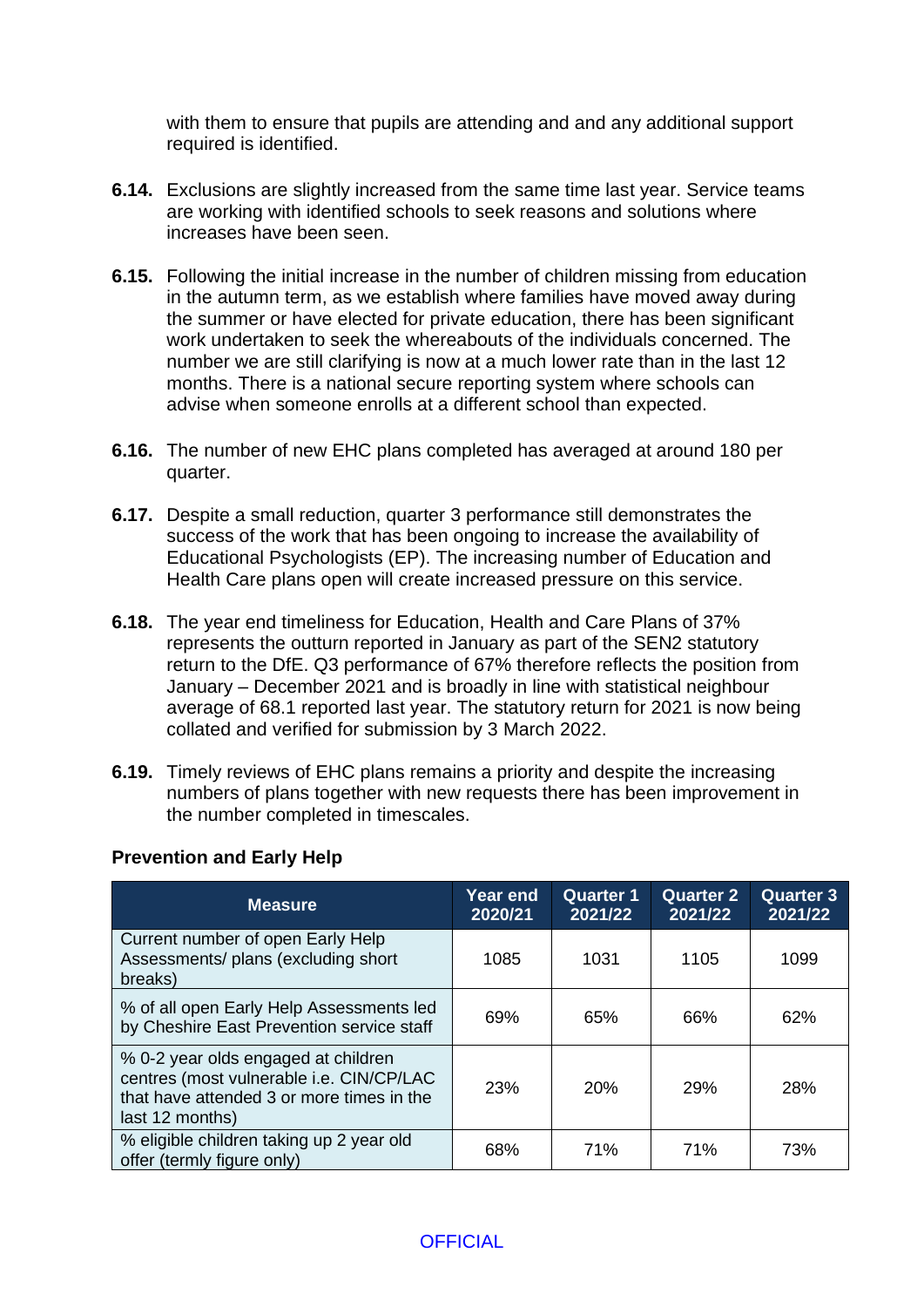with them to ensure that pupils are attending and and any additional support required is identified.

**6.14.** Exclusions are slightly increased from the same time last year. Service teams are working with identified schools to seek reasons and solutions where increases have been seen.

**6.15.** Following the initial increase in the number of children missing from education in the autumn term, as we establish where families have moved away during the summer or have elected for private education, there has been significant work undertaken to seek the whereabouts of the individuals concerned. The number we are still clarifying is now at a much lower rate than in the last 12 months. There is a national secure reporting system where schools can advise when someone enrolls at a different school than expected.

**6.16.** The number of new EHC plans completed has averaged at around 180 per quarter.

**6.17.** Despite a small reduction, quarter 3 performance still demonstrates the success of the work that has been ongoing to increase the availability of Educational Psychologists (EP). The increasing number of Education and Health Care plans open will create increased pressure on this service.

**6.18.** The year end timeliness for Education, Health and Care Plans of 37% represents the outturn reported in January as part of the SEN2 statutory return to the DfE. Q3 performance of 67% therefore reflects the position from January – December 2021 and is broadly in line with statistical neighbour average of 68.1 reported last year. The statutory return for 2021 is now being collated and verified for submission by 3 March 2022.

**6.19.** Timely reviews of EHC plans remains a priority and despite the increasing numbers of plans together with new requests there has been improvement in the number completed in timescales.

**Prevention and Early Help**

| Measure | Year end 2020/21 | Quarter 1 2021/22 | Quarter 2 2021/22 | Quarter 3 2021/22 |
|---|---|---|---|---|
| Current number of open Early Help Assessments/ plans (excluding short breaks) | 1085 | 1031 | 1105 | 1099 |
| % of all open Early Help Assessments led by Cheshire East Prevention service staff | 69% | 65% | 66% | 62% |
| % 0-2 year olds engaged at children centres (most vulnerable i.e. CIN/CP/LAC that have attended 3 or more times in the last 12 months) | 23% | 20% | 29% | 28% |
| % eligible children taking up 2 year old offer (termly figure only) | 68% | 71% | 71% | 73% |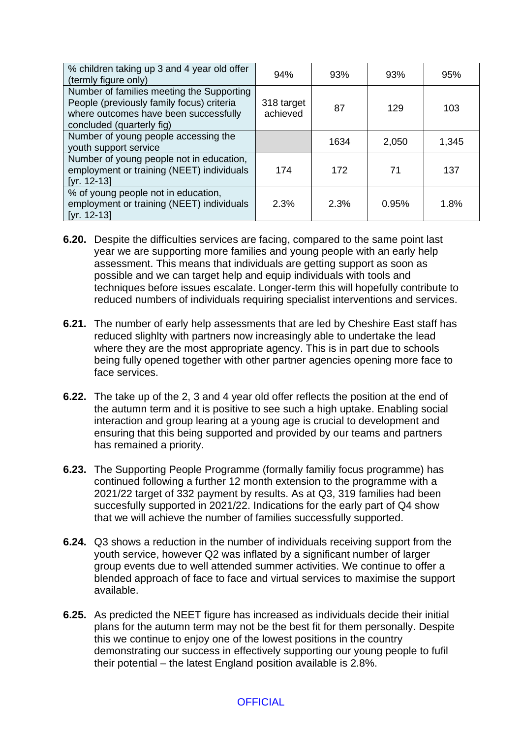| | | | | |
|---|---|---|---|---|
| % children taking up 3 and 4 year old offer (termly figure only) | 94% | 93% | 93% | 95% |
| Number of families meeting the Supporting People (previously family focus) criteria where outcomes have been successfully concluded (quarterly fig) | 318 target achieved | 87 | 129 | 103 |
| Number of young people accessing the youth support service | | 1634 | 2,050 | 1,345 |
| Number of young people not in education, employment or training (NEET) individuals [yr. 12-13] | 174 | 172 | 71 | 137 |
| % of young people not in education, employment or training (NEET) individuals [yr. 12-13] | 2.3% | 2.3% | 0.95% | 1.8% |

**6.20.** Despite the difficulties services are facing, compared to the same point last year we are supporting more families and young people with an early help assessment. This means that individuals are getting support as soon as possible and we can target help and equip individuals with tools and techniques before issues escalate. Longer-term this will hopefully contribute to reduced numbers of individuals requiring specialist interventions and services.

**6.21.** The number of early help assessments that are led by Cheshire East staff has reduced slighlty with partners now increasingly able to undertake the lead where they are the most appropriate agency. This is in part due to schools being fully opened together with other partner agencies opening more face to face services.

**6.22.** The take up of the 2, 3 and 4 year old offer reflects the position at the end of the autumn term and it is positive to see such a high uptake. Enabling social interaction and group learing at a young age is crucial to development and ensuring that this being supported and provided by our teams and partners has remained a priority.

**6.23.** The Supporting People Programme (formally familiy focus programme) has continued following a further 12 month extension to the programme with a 2021/22 target of 332 payment by results. As at Q3, 319 families had been succesfully supported in 2021/22. Indications for the early part of Q4 show that we will achieve the number of families successfully supported.

**6.24.** Q3 shows a reduction in the number of individuals receiving support from the youth service, however Q2 was inflated by a significant number of larger group events due to well attended summer activities. We continue to offer a blended approach of face to face and virtual services to maximise the support available.

**6.25.** As predicted the NEET figure has increased as individuals decide their initial plans for the autumn term may not be the best fit for them personally. Despite this we continue to enjoy one of the lowest positions in the country demonstrating our success in effectively supporting our young people to fufil their potential – the latest England position available is 2.8%.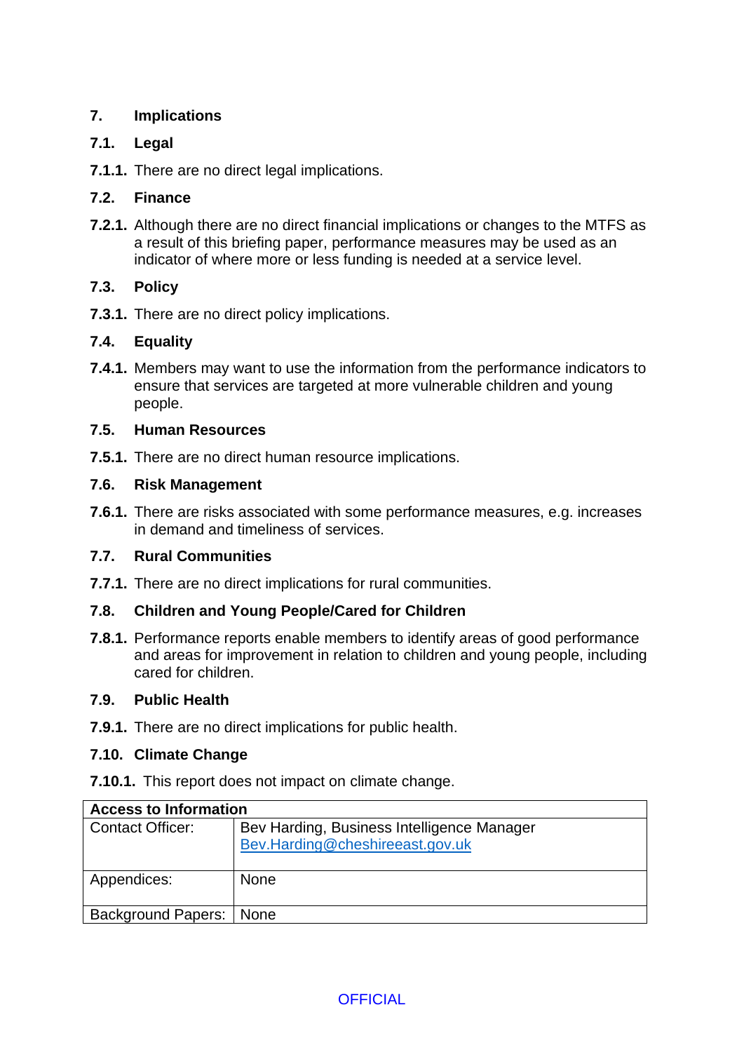## 7. Implications

### 7.1. Legal

**7.1.1.** There are no direct legal implications.

### 7.2. Finance

**7.2.1.** Although there are no direct financial implications or changes to the MTFS as a result of this briefing paper, performance measures may be used as an indicator of where more or less funding is needed at a service level.

### 7.3. Policy

**7.3.1.** There are no direct policy implications.

### 7.4. Equality

**7.4.1.** Members may want to use the information from the performance indicators to ensure that services are targeted at more vulnerable children and young people.

### 7.5. Human Resources

**7.5.1.** There are no direct human resource implications.

### 7.6. Risk Management

**7.6.1.** There are risks associated with some performance measures, e.g. increases in demand and timeliness of services.

### 7.7. Rural Communities

**7.7.1.** There are no direct implications for rural communities.

### 7.8. Children and Young People/Cared for Children

**7.8.1.** Performance reports enable members to identify areas of good performance and areas for improvement in relation to children and young people, including cared for children.

### 7.9. Public Health

**7.9.1.** There are no direct implications for public health.

### 7.10. Climate Change

**7.10.1.** This report does not impact on climate change.

| Access to Information | |
|---|---|
| Contact Officer: | Bev Harding, Business Intelligence Manager<br>Bev.Harding@cheshireeast.gov.uk |
| Appendices: | None |
| Background Papers: | None |

OFFICIAL